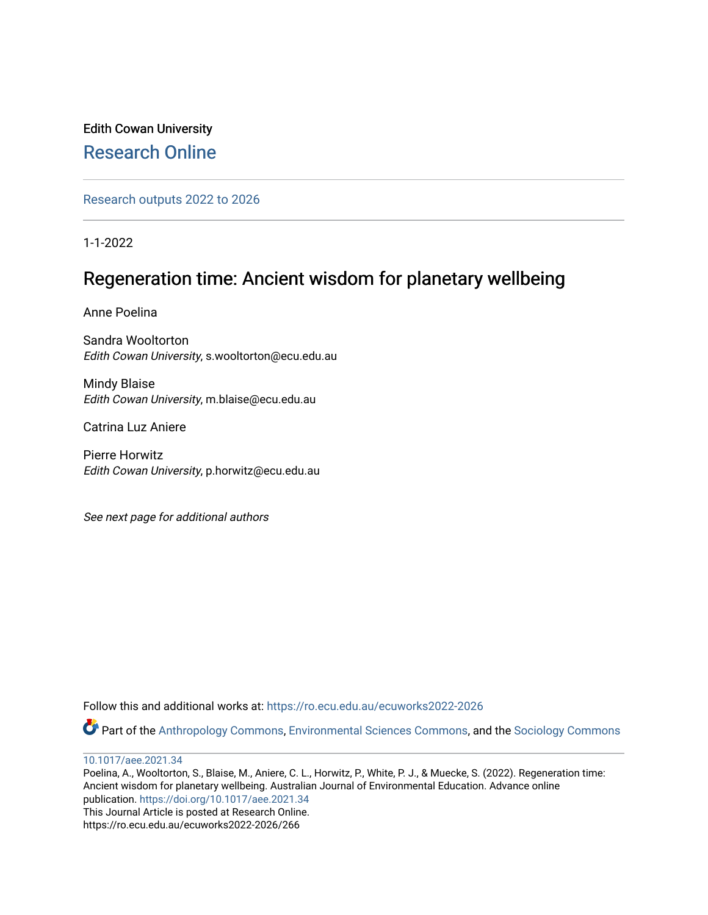Edith Cowan University

# Research Online

Research outputs 2022 to 2026

1-1-2022

## Regeneration time: Ancient wisdom for planetary wellbeing

Anne Poelina

Sandra Wooltorton
*Edith Cowan University*, s.wooltorton@ecu.edu.au

Mindy Blaise
*Edith Cowan University*, m.blaise@ecu.edu.au

Catrina Luz Aniere

Pierre Horwitz
*Edith Cowan University*, p.horwitz@ecu.edu.au

*See next page for additional authors*

Follow this and additional works at: https://ro.ecu.edu.au/ecuworks2022-2026

Part of the Anthropology Commons, Environmental Sciences Commons, and the Sociology Commons

10.1017/aee.2021.34

Poelina, A., Wooltorton, S., Blaise, M., Aniere, C. L., Horwitz, P., White, P. J., & Muecke, S. (2022). Regeneration time: Ancient wisdom for planetary wellbeing. Australian Journal of Environmental Education. Advance online publication. https://doi.org/10.1017/aee.2021.34

This Journal Article is posted at Research Online.
https://ro.ecu.edu.au/ecuworks2022-2026/266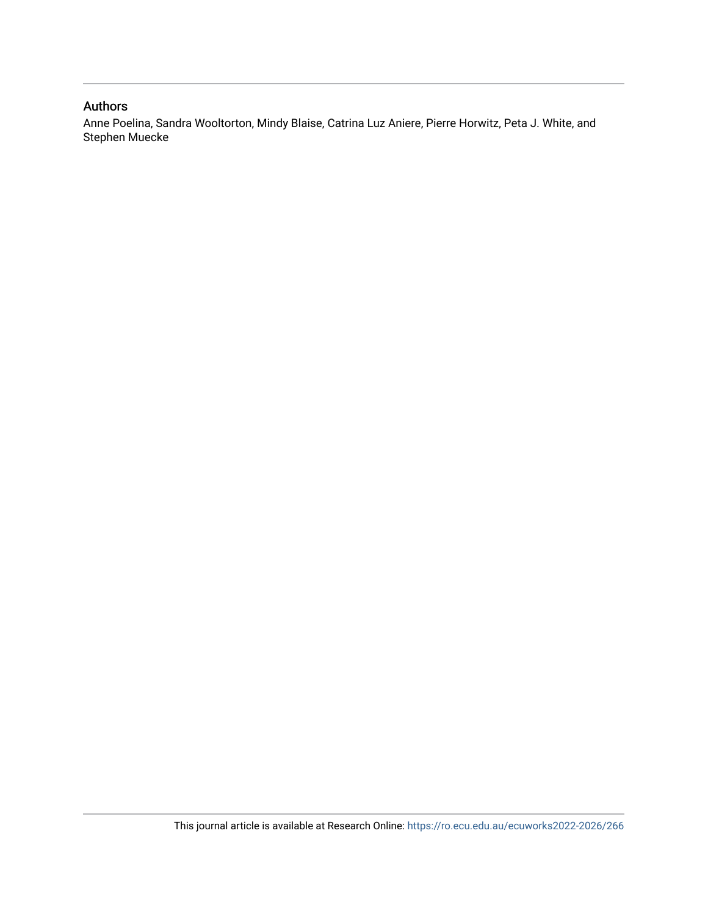## Authors

Anne Poelina, Sandra Wooltorton, Mindy Blaise, Catrina Luz Aniere, Pierre Horwitz, Peta J. White, and Stephen Muecke

This journal article is available at Research Online: https://ro.ecu.edu.au/ecuworks2022-2026/266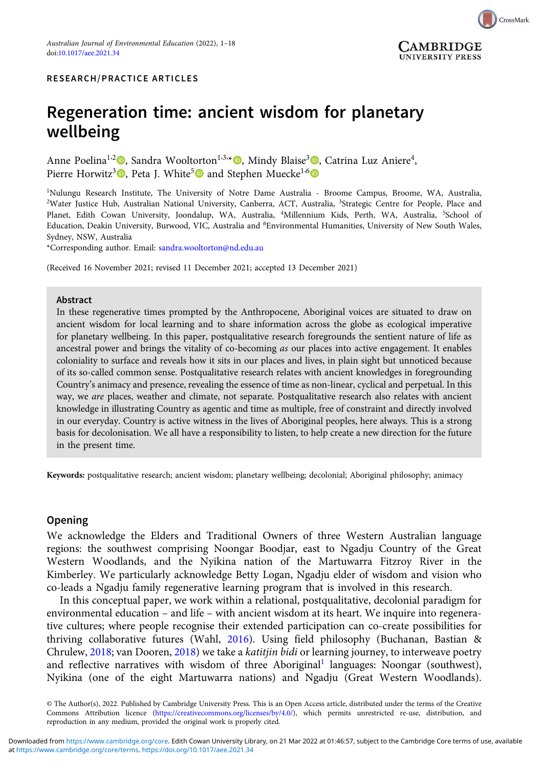RESEARCH/PRACTICE ARTICLES

# Regeneration time: ancient wisdom for planetary wellbeing

Anne Poelina[1,2], Sandra Wooltorton[1,3,*], Mindy Blaise[3], Catrina Luz Aniere[4], Pierre Horwitz[3], Peta J. White[5] and Stephen Muecke[1,6]

[1]Nulungu Research Institute, The University of Notre Dame Australia - Broome Campus, Broome, WA, Australia, [2]Water Justice Hub, Australian National University, Canberra, ACT, Australia, [3]Strategic Centre for People, Place and Planet, Edith Cowan University, Joondalup, WA, Australia, [4]Millennium Kids, Perth, WA, Australia, [5]School of Education, Deakin University, Burwood, VIC, Australia and [6]Environmental Humanities, University of New South Wales, Sydney, NSW, Australia

*Corresponding author. Email: sandra.wooltorton@nd.edu.au

(Received 16 November 2021; revised 11 December 2021; accepted 13 December 2021)

## Abstract

In these regenerative times prompted by the Anthropocene, Aboriginal voices are situated to draw on ancient wisdom for local learning and to share information across the globe as ecological imperative for planetary wellbeing. In this paper, postqualitative research foregrounds the sentient nature of life as ancestral power and brings the vitality of co-becoming *as* our places into active engagement. It enables coloniality to surface and reveals how it sits in our places and lives, in plain sight but unnoticed because of its so-called common sense. Postqualitative research relates with ancient knowledges in foregrounding Country's animacy and presence, revealing the essence of time as non-linear, cyclical and perpetual. In this way, we *are* places, weather and climate, not separate. Postqualitative research also relates with ancient knowledge in illustrating Country as agentic and time as multiple, free of constraint and directly involved in our everyday. Country is active witness in the lives of Aboriginal peoples, here always. This is a strong basis for decolonisation. We all have a responsibility to listen, to help create a new direction for the future in the present time.

**Keywords:** postqualitative research; ancient wisdom; planetary wellbeing; decolonial; Aboriginal philosophy; animacy

## Opening

We acknowledge the Elders and Traditional Owners of three Western Australian language regions: the southwest comprising Noongar Boodjar, east to Ngadju Country of the Great Western Woodlands, and the Nyikina nation of the Martuwarra Fitzroy River in the Kimberley. We particularly acknowledge Betty Logan, Ngadju elder of wisdom and vision who co-leads a Ngadju family regenerative learning program that is involved in this research.

In this conceptual paper, we work within a relational, postqualitative, decolonial paradigm for environmental education – and life – with ancient wisdom at its heart. We inquire into regenerative cultures; where people recognise their extended participation can co-create possibilities for thriving collaborative futures (Wahl, 2016). Using field philosophy (Buchanan, Bastian & Chrulew, 2018; van Dooren, 2018) we take a *katitjin bidi* or learning journey, to interweave poetry and reflective narratives with wisdom of three Aboriginal[1] languages: Noongar (southwest), Nyikina (one of the eight Martuwarra nations) and Ngadju (Great Western Woodlands).

© The Author(s), 2022. Published by Cambridge University Press. This is an Open Access article, distributed under the terms of the Creative Commons Attribution licence (https://creativecommons.org/licenses/by/4.0/), which permits unrestricted re-use, distribution, and reproduction in any medium, provided the original work is properly cited.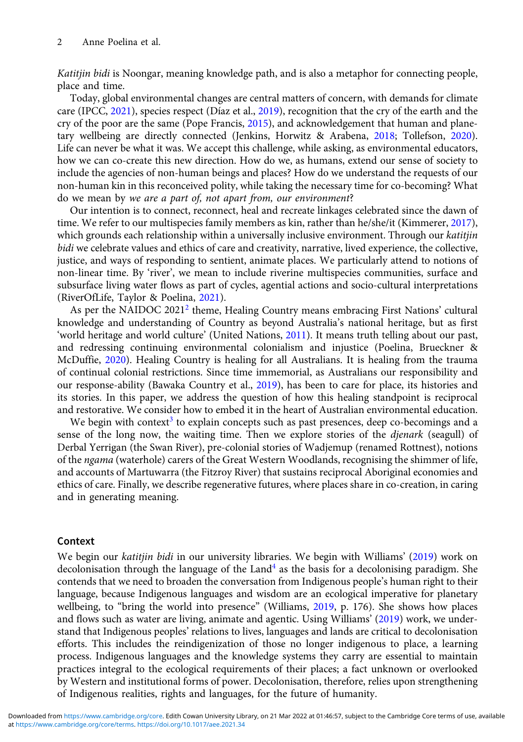*Katitjin bidi* is Noongar, meaning knowledge path, and is also a metaphor for connecting people, place and time.

Today, global environmental changes are central matters of concern, with demands for climate care (IPCC, 2021), species respect (Díaz et al., 2019), recognition that the cry of the earth and the cry of the poor are the same (Pope Francis, 2015), and acknowledgement that human and planetary wellbeing are directly connected (Jenkins, Horwitz & Arabena, 2018; Tollefson, 2020). Life can never be what it was. We accept this challenge, while asking, as environmental educators, how we can co-create this new direction. How do we, as humans, extend our sense of society to include the agencies of non-human beings and places? How do we understand the requests of our non-human kin in this reconceived polity, while taking the necessary time for co-becoming? What do we mean by *we are a part of, not apart from, our environment*?

Our intention is to connect, reconnect, heal and recreate linkages celebrated since the dawn of time. We refer to our multispecies family members as kin, rather than he/she/it (Kimmerer, 2017), which grounds each relationship within a universally inclusive environment. Through our *katitjin bidi* we celebrate values and ethics of care and creativity, narrative, lived experience, the collective, justice, and ways of responding to sentient, animate places. We particularly attend to notions of non-linear time. By 'river', we mean to include riverine multispecies communities, surface and subsurface living water flows as part of cycles, agential actions and socio-cultural interpretations (RiverOfLife, Taylor & Poelina, 2021).

As per the NAIDOC 2021[2] theme, Healing Country means embracing First Nations' cultural knowledge and understanding of Country as beyond Australia's national heritage, but as first 'world heritage and world culture' (United Nations, 2011). It means truth telling about our past, and redressing continuing environmental colonialism and injustice (Poelina, Brueckner & McDuffie, 2020). Healing Country is healing for all Australians. It is healing from the trauma of continual colonial restrictions. Since time immemorial, as Australians our responsibility and our response-ability (Bawaka Country et al., 2019), has been to care for place, its histories and its stories. In this paper, we address the question of how this healing standpoint is reciprocal and restorative. We consider how to embed it in the heart of Australian environmental education.

We begin with context[3] to explain concepts such as past presences, deep co-becomings and a sense of the long now, the waiting time. Then we explore stories of the *djenark* (seagull) of Derbal Yerrigan (the Swan River), pre-colonial stories of Wadjemup (renamed Rottnest), notions of the *ngama* (waterhole) carers of the Great Western Woodlands, recognising the shimmer of life, and accounts of Martuwarra (the Fitzroy River) that sustains reciprocal Aboriginal economies and ethics of care. Finally, we describe regenerative futures, where places share in co-creation, in caring and in generating meaning.

## Context

We begin our *katitjin bidi* in our university libraries. We begin with Williams' (2019) work on decolonisation through the language of the Land[4] as the basis for a decolonising paradigm. She contends that we need to broaden the conversation from Indigenous people's human right to their language, because Indigenous languages and wisdom are an ecological imperative for planetary wellbeing, to "bring the world into presence" (Williams, 2019, p. 176). She shows how places and flows such as water are living, animate and agentic. Using Williams' (2019) work, we understand that Indigenous peoples' relations to lives, languages and lands are critical to decolonisation efforts. This includes the reindigenization of those no longer indigenous to place, a learning process. Indigenous languages and the knowledge systems they carry are essential to maintain practices integral to the ecological requirements of their places; a fact unknown or overlooked by Western and institutional forms of power. Decolonisation, therefore, relies upon strengthening of Indigenous realities, rights and languages, for the future of humanity.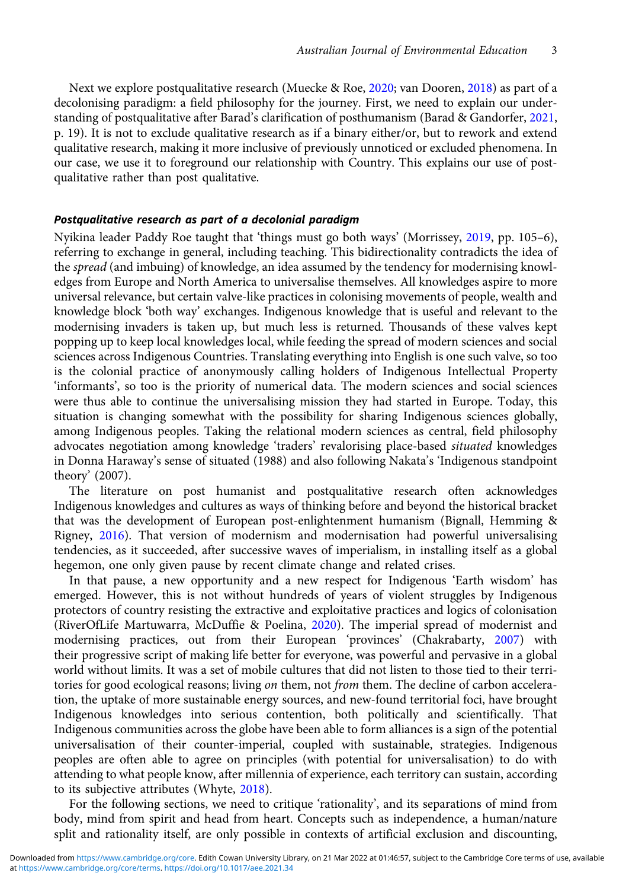Next we explore postqualitative research (Muecke & Roe, 2020; van Dooren, 2018) as part of a decolonising paradigm: a field philosophy for the journey. First, we need to explain our understanding of postqualitative after Barad's clarification of posthumanism (Barad & Gandorfer, 2021, p. 19). It is not to exclude qualitative research as if a binary either/or, but to rework and extend qualitative research, making it more inclusive of previously unnoticed or excluded phenomena. In our case, we use it to foreground our relationship with Country. This explains our use of postqualitative rather than post qualitative.

#### *Postqualitative research as part of a decolonial paradigm*

Nyikina leader Paddy Roe taught that 'things must go both ways' (Morrissey, 2019, pp. 105–6), referring to exchange in general, including teaching. This bidirectionality contradicts the idea of the *spread* (and imbuing) of knowledge, an idea assumed by the tendency for modernising knowledges from Europe and North America to universalise themselves. All knowledges aspire to more universal relevance, but certain valve-like practices in colonising movements of people, wealth and knowledge block 'both way' exchanges. Indigenous knowledge that is useful and relevant to the modernising invaders is taken up, but much less is returned. Thousands of these valves kept popping up to keep local knowledges local, while feeding the spread of modern sciences and social sciences across Indigenous Countries. Translating everything into English is one such valve, so too is the colonial practice of anonymously calling holders of Indigenous Intellectual Property 'informants', so too is the priority of numerical data. The modern sciences and social sciences were thus able to continue the universalising mission they had started in Europe. Today, this situation is changing somewhat with the possibility for sharing Indigenous sciences globally, among Indigenous peoples. Taking the relational modern sciences as central, field philosophy advocates negotiation among knowledge 'traders' revalorising place-based *situated* knowledges in Donna Haraway's sense of situated (1988) and also following Nakata's 'Indigenous standpoint theory' (2007).

The literature on post humanist and postqualitative research often acknowledges Indigenous knowledges and cultures as ways of thinking before and beyond the historical bracket that was the development of European post-enlightenment humanism (Bignall, Hemming & Rigney, 2016). That version of modernism and modernisation had powerful universalising tendencies, as it succeeded, after successive waves of imperialism, in installing itself as a global hegemon, one only given pause by recent climate change and related crises.

In that pause, a new opportunity and a new respect for Indigenous 'Earth wisdom' has emerged. However, this is not without hundreds of years of violent struggles by Indigenous protectors of country resisting the extractive and exploitative practices and logics of colonisation (RiverOfLife Martuwarra, McDuffie & Poelina, 2020). The imperial spread of modernist and modernising practices, out from their European 'provinces' (Chakrabarty, 2007) with their progressive script of making life better for everyone, was powerful and pervasive in a global world without limits. It was a set of mobile cultures that did not listen to those tied to their territories for good ecological reasons; living *on* them, not *from* them. The decline of carbon acceleration, the uptake of more sustainable energy sources, and new-found territorial foci, have brought Indigenous knowledges into serious contention, both politically and scientifically. That Indigenous communities across the globe have been able to form alliances is a sign of the potential universalisation of their counter-imperial, coupled with sustainable, strategies. Indigenous peoples are often able to agree on principles (with potential for universalisation) to do with attending to what people know, after millennia of experience, each territory can sustain, according to its subjective attributes (Whyte, 2018).

For the following sections, we need to critique 'rationality', and its separations of mind from body, mind from spirit and head from heart. Concepts such as independence, a human/nature split and rationality itself, are only possible in contexts of artificial exclusion and discounting,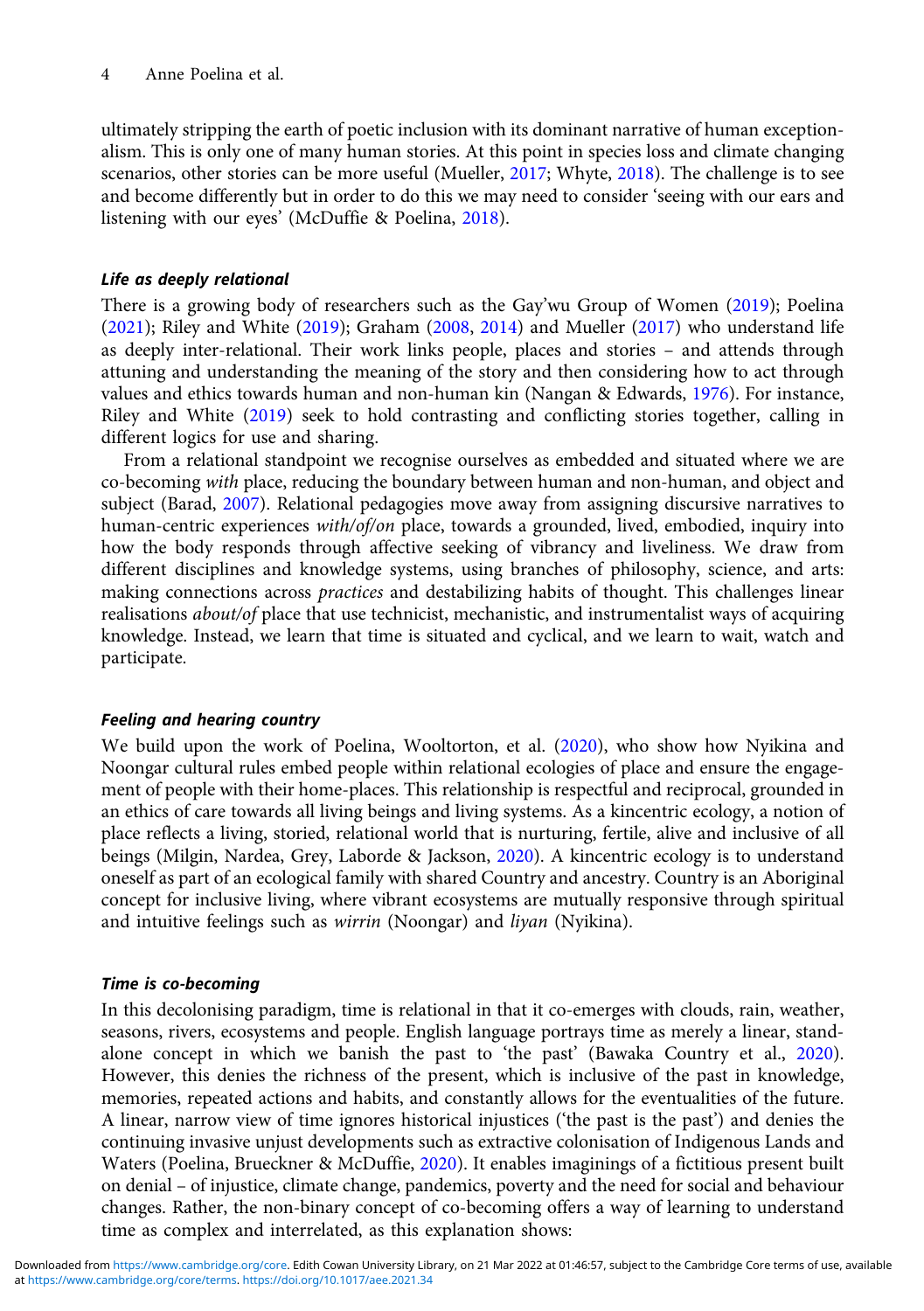ultimately stripping the earth of poetic inclusion with its dominant narrative of human exceptionalism. This is only one of many human stories. At this point in species loss and climate changing scenarios, other stories can be more useful (Mueller, 2017; Whyte, 2018). The challenge is to see and become differently but in order to do this we may need to consider 'seeing with our ears and listening with our eyes' (McDuffie & Poelina, 2018).

### *Life as deeply relational*

There is a growing body of researchers such as the Gay'wu Group of Women (2019); Poelina (2021); Riley and White (2019); Graham (2008, 2014) and Mueller (2017) who understand life as deeply inter-relational. Their work links people, places and stories – and attends through attuning and understanding the meaning of the story and then considering how to act through values and ethics towards human and non-human kin (Nangan & Edwards, 1976). For instance, Riley and White (2019) seek to hold contrasting and conflicting stories together, calling in different logics for use and sharing.

From a relational standpoint we recognise ourselves as embedded and situated where we are co-becoming *with* place, reducing the boundary between human and non-human, and object and subject (Barad, 2007). Relational pedagogies move away from assigning discursive narratives to human-centric experiences *with/of/on* place, towards a grounded, lived, embodied, inquiry into how the body responds through affective seeking of vibrancy and liveliness. We draw from different disciplines and knowledge systems, using branches of philosophy, science, and arts: making connections across *practices* and destabilizing habits of thought. This challenges linear realisations *about/of* place that use technicist, mechanistic, and instrumentalist ways of acquiring knowledge. Instead, we learn that time is situated and cyclical, and we learn to wait, watch and participate.

### *Feeling and hearing country*

We build upon the work of Poelina, Wooltorton, et al. (2020), who show how Nyikina and Noongar cultural rules embed people within relational ecologies of place and ensure the engagement of people with their home-places. This relationship is respectful and reciprocal, grounded in an ethics of care towards all living beings and living systems. As a kincentric ecology, a notion of place reflects a living, storied, relational world that is nurturing, fertile, alive and inclusive of all beings (Milgin, Nardea, Grey, Laborde & Jackson, 2020). A kincentric ecology is to understand oneself as part of an ecological family with shared Country and ancestry. Country is an Aboriginal concept for inclusive living, where vibrant ecosystems are mutually responsive through spiritual and intuitive feelings such as *wirrin* (Noongar) and *liyan* (Nyikina).

### *Time is co-becoming*

In this decolonising paradigm, time is relational in that it co-emerges with clouds, rain, weather, seasons, rivers, ecosystems and people. English language portrays time as merely a linear, stand-alone concept in which we banish the past to 'the past' (Bawaka Country et al., 2020). However, this denies the richness of the present, which is inclusive of the past in knowledge, memories, repeated actions and habits, and constantly allows for the eventualities of the future. A linear, narrow view of time ignores historical injustices ('the past is the past') and denies the continuing invasive unjust developments such as extractive colonisation of Indigenous Lands and Waters (Poelina, Brueckner & McDuffie, 2020). It enables imaginings of a fictitious present built on denial – of injustice, climate change, pandemics, poverty and the need for social and behaviour changes. Rather, the non-binary concept of co-becoming offers a way of learning to understand time as complex and interrelated, as this explanation shows: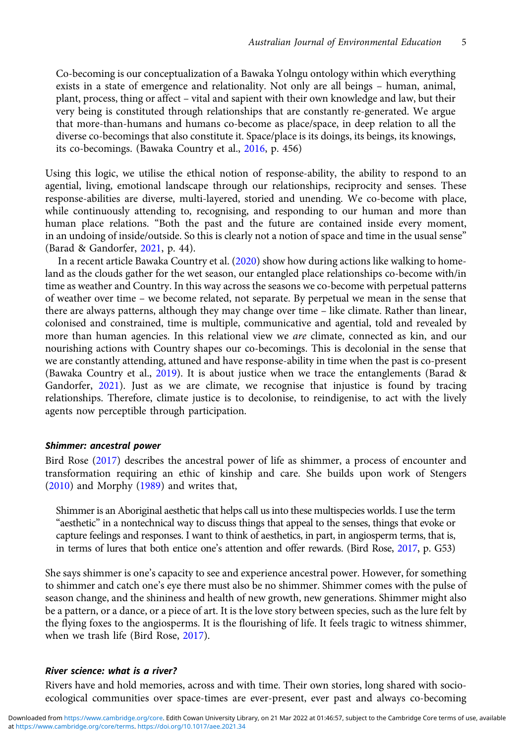> Co-becoming is our conceptualization of a Bawaka Yolngu ontology within which everything exists in a state of emergence and relationality. Not only are all beings – human, animal, plant, process, thing or affect – vital and sapient with their own knowledge and law, but their very being is constituted through relationships that are constantly re-generated. We argue that more-than-humans and humans co-become as place/space, in deep relation to all the diverse co-becomings that also constitute it. Space/place is its doings, its beings, its knowings, its co-becomings. (Bawaka Country et al., 2016, p. 456)

Using this logic, we utilise the ethical notion of response-ability, the ability to respond to an agential, living, emotional landscape through our relationships, reciprocity and senses. These response-abilities are diverse, multi-layered, storied and unending. We co-become with place, while continuously attending to, recognising, and responding to our human and more than human place relations. "Both the past and the future are contained inside every moment, in an undoing of inside/outside. So this is clearly not a notion of space and time in the usual sense" (Barad & Gandorfer, 2021, p. 44).

In a recent article Bawaka Country et al. (2020) show how during actions like walking to homeland as the clouds gather for the wet season, our entangled place relationships co-become with/in time as weather and Country. In this way across the seasons we co-become with perpetual patterns of weather over time – we become related, not separate. By perpetual we mean in the sense that there are always patterns, although they may change over time – like climate. Rather than linear, colonised and constrained, time is multiple, communicative and agential, told and revealed by more than human agencies. In this relational view we *are* climate, connected as kin, and our nourishing actions with Country shapes our co-becomings. This is decolonial in the sense that we are constantly attending, attuned and have response-ability in time when the past is co-present (Bawaka Country et al., 2019). It is about justice when we trace the entanglements (Barad & Gandorfer, 2021). Just as we are climate, we recognise that injustice is found by tracing relationships. Therefore, climate justice is to decolonise, to reindigenise, to act with the lively agents now perceptible through participation.

### *Shimmer: ancestral power*

Bird Rose (2017) describes the ancestral power of life as shimmer, a process of encounter and transformation requiring an ethic of kinship and care. She builds upon work of Stengers (2010) and Morphy (1989) and writes that,

> Shimmer is an Aboriginal aesthetic that helps call us into these multispecies worlds. I use the term "aesthetic" in a nontechnical way to discuss things that appeal to the senses, things that evoke or capture feelings and responses. I want to think of aesthetics, in part, in angiosperm terms, that is, in terms of lures that both entice one's attention and offer rewards. (Bird Rose, 2017, p. G53)

She says shimmer is one's capacity to see and experience ancestral power. However, for something to shimmer and catch one's eye there must also be no shimmer. Shimmer comes with the pulse of season change, and the shininess and health of new growth, new generations. Shimmer might also be a pattern, or a dance, or a piece of art. It is the love story between species, such as the lure felt by the flying foxes to the angiosperms. It is the flourishing of life. It feels tragic to witness shimmer, when we trash life (Bird Rose, 2017).

### *River science: what is a river?*

Rivers have and hold memories, across and with time. Their own stories, long shared with socio-ecological communities over space-times are ever-present, ever past and always co-becoming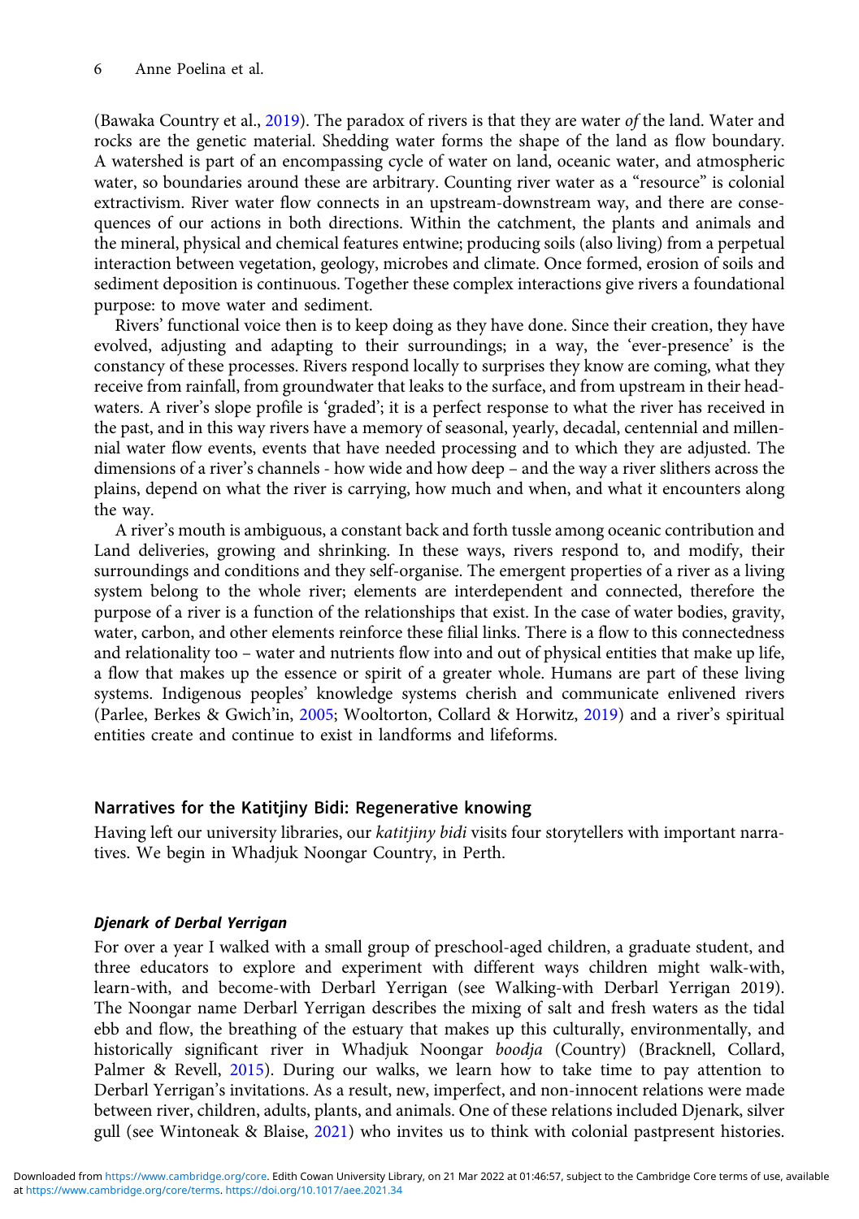(Bawaka Country et al., 2019). The paradox of rivers is that they are water *of* the land. Water and rocks are the genetic material. Shedding water forms the shape of the land as flow boundary. A watershed is part of an encompassing cycle of water on land, oceanic water, and atmospheric water, so boundaries around these are arbitrary. Counting river water as a "resource" is colonial extractivism. River water flow connects in an upstream-downstream way, and there are consequences of our actions in both directions. Within the catchment, the plants and animals and the mineral, physical and chemical features entwine; producing soils (also living) from a perpetual interaction between vegetation, geology, microbes and climate. Once formed, erosion of soils and sediment deposition is continuous. Together these complex interactions give rivers a foundational purpose: to move water and sediment.

Rivers' functional voice then is to keep doing as they have done. Since their creation, they have evolved, adjusting and adapting to their surroundings; in a way, the 'ever-presence' is the constancy of these processes. Rivers respond locally to surprises they know are coming, what they receive from rainfall, from groundwater that leaks to the surface, and from upstream in their headwaters. A river's slope profile is 'graded'; it is a perfect response to what the river has received in the past, and in this way rivers have a memory of seasonal, yearly, decadal, centennial and millennial water flow events, events that have needed processing and to which they are adjusted. The dimensions of a river's channels - how wide and how deep – and the way a river slithers across the plains, depend on what the river is carrying, how much and when, and what it encounters along the way.

A river's mouth is ambiguous, a constant back and forth tussle among oceanic contribution and Land deliveries, growing and shrinking. In these ways, rivers respond to, and modify, their surroundings and conditions and they self-organise. The emergent properties of a river as a living system belong to the whole river; elements are interdependent and connected, therefore the purpose of a river is a function of the relationships that exist. In the case of water bodies, gravity, water, carbon, and other elements reinforce these filial links. There is a flow to this connectedness and relationality too – water and nutrients flow into and out of physical entities that make up life, a flow that makes up the essence or spirit of a greater whole. Humans are part of these living systems. Indigenous peoples' knowledge systems cherish and communicate enlivened rivers (Parlee, Berkes & Gwich'in, 2005; Wooltorton, Collard & Horwitz, 2019) and a river's spiritual entities create and continue to exist in landforms and lifeforms.

## Narratives for the Katitjiny Bidi: Regenerative knowing

Having left our university libraries, our *katitjiny bidi* visits four storytellers with important narratives. We begin in Whadjuk Noongar Country, in Perth.

### *Djenark of Derbal Yerrigan*

For over a year I walked with a small group of preschool-aged children, a graduate student, and three educators to explore and experiment with different ways children might walk-with, learn-with, and become-with Derbarl Yerrigan (see Walking-with Derbarl Yerrigan 2019). The Noongar name Derbarl Yerrigan describes the mixing of salt and fresh waters as the tidal ebb and flow, the breathing of the estuary that makes up this culturally, environmentally, and historically significant river in Whadjuk Noongar *boodja* (Country) (Bracknell, Collard, Palmer & Revell, 2015). During our walks, we learn how to take time to pay attention to Derbarl Yerrigan's invitations. As a result, new, imperfect, and non-innocent relations were made between river, children, adults, plants, and animals. One of these relations included Djenark, silver gull (see Wintoneak & Blaise, 2021) who invites us to think with colonial pastpresent histories.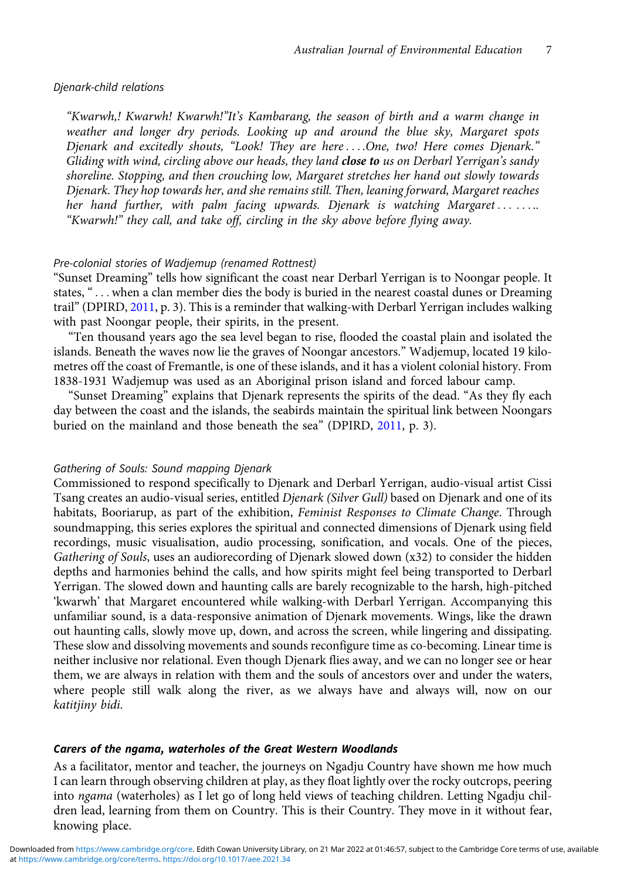*Djenark-child relations*

> *"Kwarwh,! Kwarwh! Kwarwh!"It's Kambarang, the season of birth and a warm change in weather and longer dry periods. Looking up and around the blue sky, Margaret spots Djenark and excitedly shouts, "Look! They are here . . . .One, two! Here comes Djenark." Gliding with wind, circling above our heads, they land* ***close to*** *us on Derbarl Yerrigan's sandy shoreline. Stopping, and then crouching low, Margaret stretches her hand out slowly towards Djenark. They hop towards her, and she remains still. Then, leaning forward, Margaret reaches her hand further, with palm facing upwards. Djenark is watching Margaret . . . . . . . .. "Kwarwh!" they call, and take off, circling in the sky above before flying away.*

*Pre-colonial stories of Wadjemup (renamed Rottnest)*

"Sunset Dreaming" tells how significant the coast near Derbarl Yerrigan is to Noongar people. It states, " . . . when a clan member dies the body is buried in the nearest coastal dunes or Dreaming trail" (DPIRD, 2011, p. 3). This is a reminder that walking-with Derbarl Yerrigan includes walking with past Noongar people, their spirits, in the present.

"Ten thousand years ago the sea level began to rise, flooded the coastal plain and isolated the islands. Beneath the waves now lie the graves of Noongar ancestors." Wadjemup, located 19 kilometres off the coast of Fremantle, is one of these islands, and it has a violent colonial history. From 1838-1931 Wadjemup was used as an Aboriginal prison island and forced labour camp.

"Sunset Dreaming" explains that Djenark represents the spirits of the dead. "As they fly each day between the coast and the islands, the seabirds maintain the spiritual link between Noongars buried on the mainland and those beneath the sea" (DPIRD, 2011, p. 3).

*Gathering of Souls: Sound mapping Djenark*

Commissioned to respond specifically to Djenark and Derbarl Yerrigan, audio-visual artist Cissi Tsang creates an audio-visual series, entitled *Djenark (Silver Gull)* based on Djenark and one of its habitats, Booriarup, as part of the exhibition, *Feminist Responses to Climate Change*. Through soundmapping, this series explores the spiritual and connected dimensions of Djenark using field recordings, music visualisation, audio processing, sonification, and vocals. One of the pieces, *Gathering of Souls*, uses an audiorecording of Djenark slowed down (x32) to consider the hidden depths and harmonies behind the calls, and how spirits might feel being transported to Derbarl Yerrigan. The slowed down and haunting calls are barely recognizable to the harsh, high-pitched 'kwarwh' that Margaret encountered while walking-with Derbarl Yerrigan. Accompanying this unfamiliar sound, is a data-responsive animation of Djenark movements. Wings, like the drawn out haunting calls, slowly move up, down, and across the screen, while lingering and dissipating. These slow and dissolving movements and sounds reconfigure time as co-becoming. Linear time is neither inclusive nor relational. Even though Djenark flies away, and we can no longer see or hear them, we are always in relation with them and the souls of ancestors over and under the waters, where people still walk along the river, as we always have and always will, now on our *katitjiny bidi*.

### Carers of the *ngama*, waterholes of the Great Western Woodlands

As a facilitator, mentor and teacher, the journeys on Ngadju Country have shown me how much I can learn through observing children at play, as they float lightly over the rocky outcrops, peering into *ngama* (waterholes) as I let go of long held views of teaching children. Letting Ngadju children lead, learning from them on Country. This is their Country. They move in it without fear, knowing place.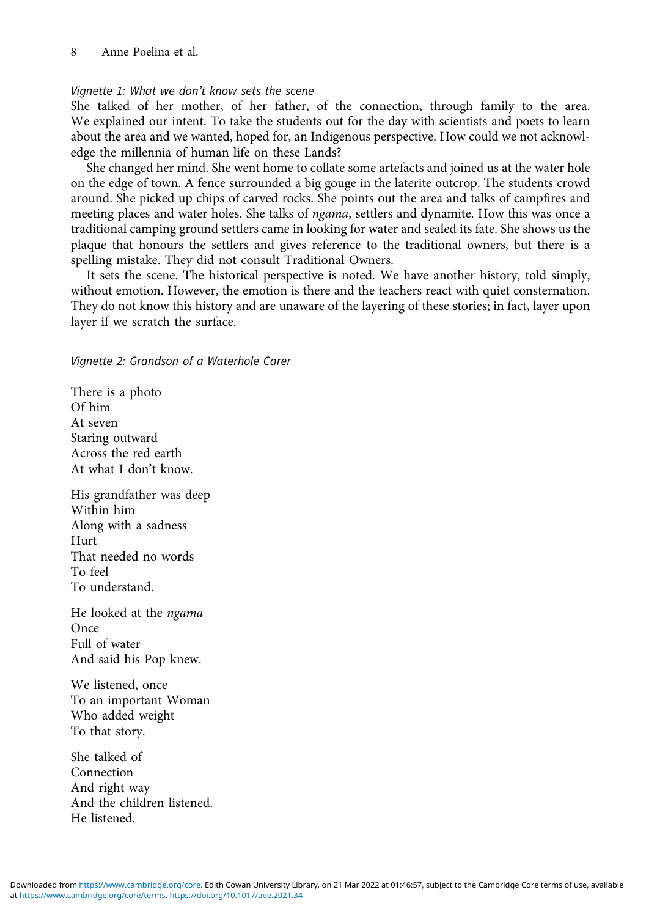*Vignette 1: What we don't know sets the scene*

She talked of her mother, of her father, of the connection, through family to the area. We explained our intent. To take the students out for the day with scientists and poets to learn about the area and we wanted, hoped for, an Indigenous perspective. How could we not acknowledge the millennia of human life on these Lands?

She changed her mind. She went home to collate some artefacts and joined us at the water hole on the edge of town. A fence surrounded a big gouge in the laterite outcrop. The students crowd around. She picked up chips of carved rocks. She points out the area and talks of campfires and meeting places and water holes. She talks of *ngama*, settlers and dynamite. How this was once a traditional camping ground settlers came in looking for water and sealed its fate. She shows us the plaque that honours the settlers and gives reference to the traditional owners, but there is a spelling mistake. They did not consult Traditional Owners.

It sets the scene. The historical perspective is noted. We have another history, told simply, without emotion. However, the emotion is there and the teachers react with quiet consternation. They do not know this history and are unaware of the layering of these stories; in fact, layer upon layer if we scratch the surface.

*Vignette 2: Grandson of a Waterhole Carer*

There is a photo
Of him
At seven
Staring outward
Across the red earth
At what I don't know.

His grandfather was deep
Within him
Along with a sadness
Hurt
That needed no words
To feel
To understand.

He looked at the *ngama*
Once
Full of water
And said his Pop knew.

We listened, once
To an important Woman
Who added weight
To that story.

She talked of
Connection
And right way
And the children listened.
He listened.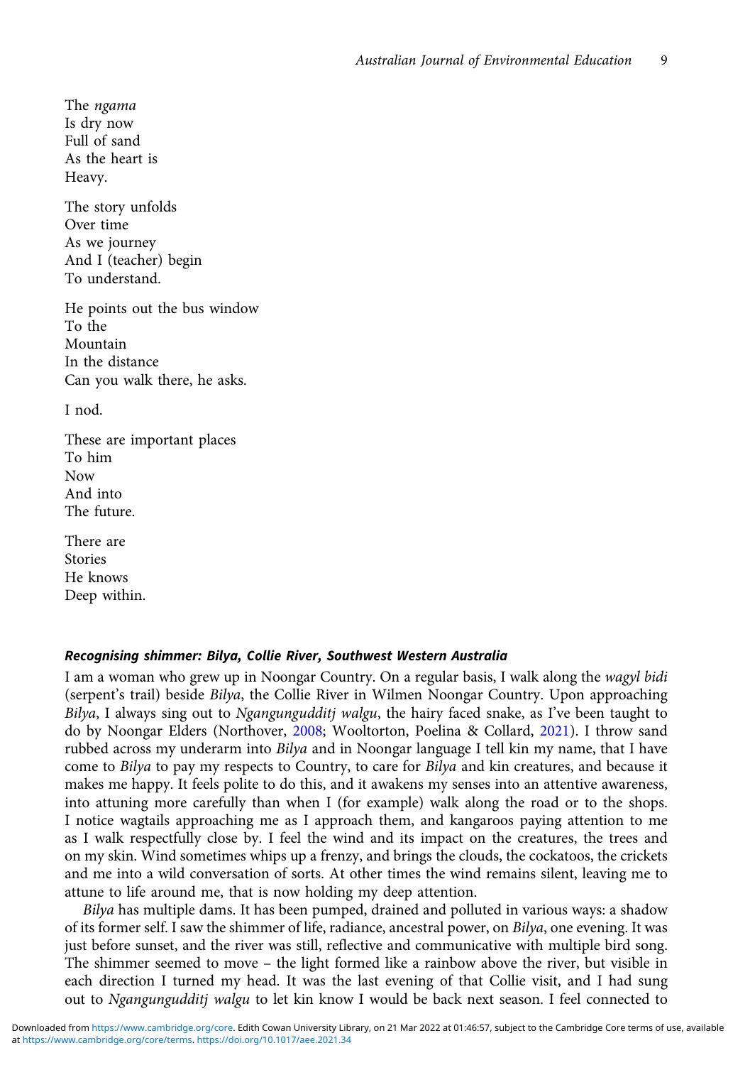The *ngama*
Is dry now
Full of sand
As the heart is
Heavy.

The story unfolds
Over time
As we journey
And I (teacher) begin
To understand.

He points out the bus window
To the
Mountain
In the distance
Can you walk there, he asks.

I nod.

These are important places
To him
Now
And into
The future.

There are
Stories
He knows
Deep within.

#### Recognising shimmer: Bilya, Collie River, Southwest Western Australia

I am a woman who grew up in Noongar Country. On a regular basis, I walk along the *wagyl bidi* (serpent's trail) beside *Bilya*, the Collie River in Wilmen Noongar Country. Upon approaching *Bilya*, I always sing out to *Ngangungudditj walgu*, the hairy faced snake, as I've been taught to do by Noongar Elders (Northover, 2008; Wooltorton, Poelina & Collard, 2021). I throw sand rubbed across my underarm into *Bilya* and in Noongar language I tell kin my name, that I have come to *Bilya* to pay my respects to Country, to care for *Bilya* and kin creatures, and because it makes me happy. It feels polite to do this, and it awakens my senses into an attentive awareness, into attuning more carefully than when I (for example) walk along the road or to the shops. I notice wagtails approaching me as I approach them, and kangaroos paying attention to me as I walk respectfully close by. I feel the wind and its impact on the creatures, the trees and on my skin. Wind sometimes whips up a frenzy, and brings the clouds, the cockatoos, the crickets and me into a wild conversation of sorts. At other times the wind remains silent, leaving me to attune to life around me, that is now holding my deep attention.

*Bilya* has multiple dams. It has been pumped, drained and polluted in various ways: a shadow of its former self. I saw the shimmer of life, radiance, ancestral power, on *Bilya*, one evening. It was just before sunset, and the river was still, reflective and communicative with multiple bird song. The shimmer seemed to move – the light formed like a rainbow above the river, but visible in each direction I turned my head. It was the last evening of that Collie visit, and I had sung out to *Ngangungudditj walgu* to let kin know I would be back next season. I feel connected to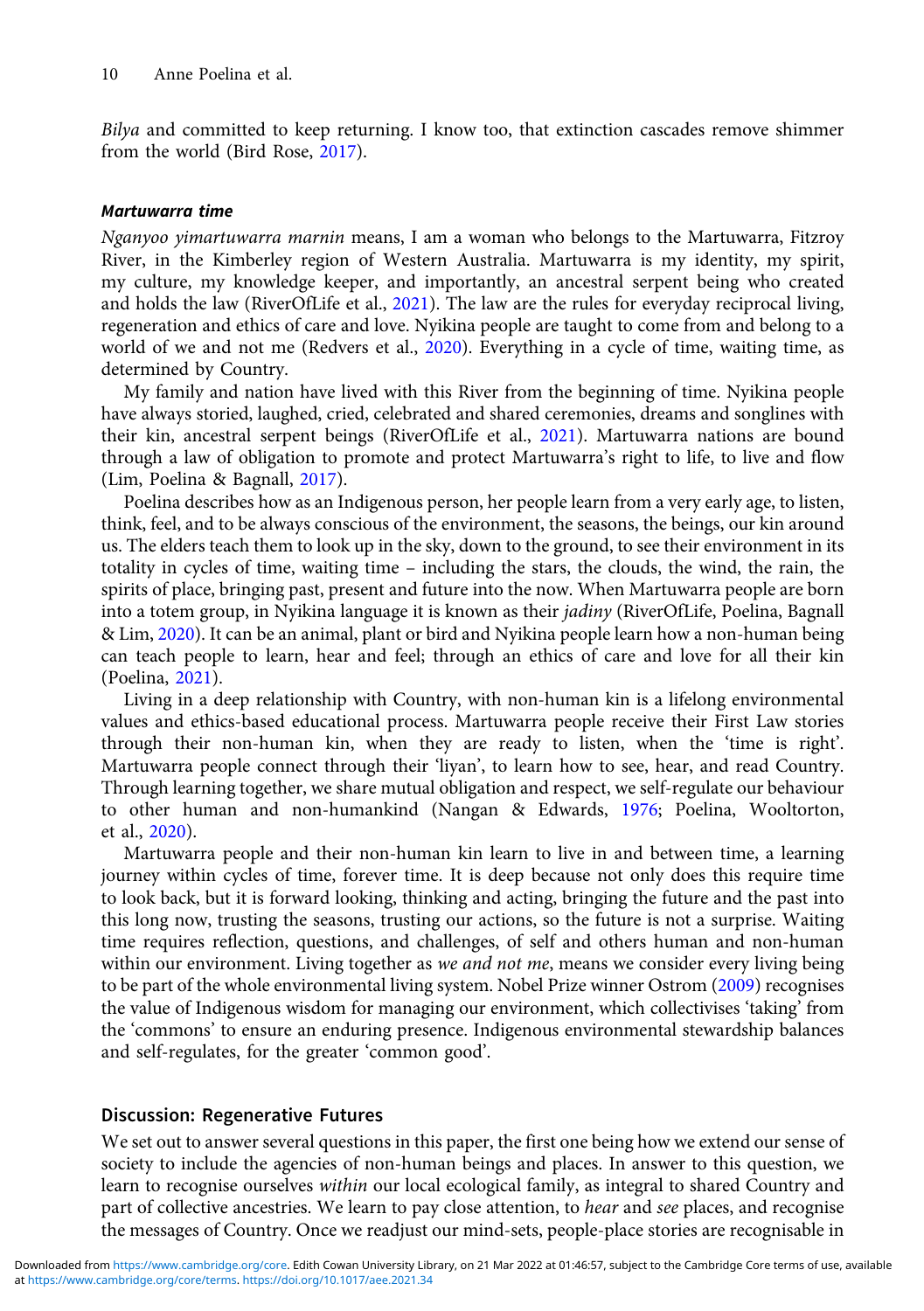*Bilya* and committed to keep returning. I know too, that extinction cascades remove shimmer from the world (Bird Rose, 2017).

### *Martuwarra time*

*Nganyoo yimartuwarra marnin* means, I am a woman who belongs to the Martuwarra, Fitzroy River, in the Kimberley region of Western Australia. Martuwarra is my identity, my spirit, my culture, my knowledge keeper, and importantly, an ancestral serpent being who created and holds the law (RiverOfLife et al., 2021). The law are the rules for everyday reciprocal living, regeneration and ethics of care and love. Nyikina people are taught to come from and belong to a world of we and not me (Redvers et al., 2020). Everything in a cycle of time, waiting time, as determined by Country.

My family and nation have lived with this River from the beginning of time. Nyikina people have always storied, laughed, cried, celebrated and shared ceremonies, dreams and songlines with their kin, ancestral serpent beings (RiverOfLife et al., 2021). Martuwarra nations are bound through a law of obligation to promote and protect Martuwarra's right to life, to live and flow (Lim, Poelina & Bagnall, 2017).

Poelina describes how as an Indigenous person, her people learn from a very early age, to listen, think, feel, and to be always conscious of the environment, the seasons, the beings, our kin around us. The elders teach them to look up in the sky, down to the ground, to see their environment in its totality in cycles of time, waiting time – including the stars, the clouds, the wind, the rain, the spirits of place, bringing past, present and future into the now. When Martuwarra people are born into a totem group, in Nyikina language it is known as their *jadiny* (RiverOfLife, Poelina, Bagnall & Lim, 2020). It can be an animal, plant or bird and Nyikina people learn how a non-human being can teach people to learn, hear and feel; through an ethics of care and love for all their kin (Poelina, 2021).

Living in a deep relationship with Country, with non-human kin is a lifelong environmental values and ethics-based educational process. Martuwarra people receive their First Law stories through their non-human kin, when they are ready to listen, when the 'time is right'. Martuwarra people connect through their 'liyan', to learn how to see, hear, and read Country. Through learning together, we share mutual obligation and respect, we self-regulate our behaviour to other human and non-humankind (Nangan & Edwards, 1976; Poelina, Wooltorton, et al., 2020).

Martuwarra people and their non-human kin learn to live in and between time, a learning journey within cycles of time, forever time. It is deep because not only does this require time to look back, but it is forward looking, thinking and acting, bringing the future and the past into this long now, trusting the seasons, trusting our actions, so the future is not a surprise. Waiting time requires reflection, questions, and challenges, of self and others human and non-human within our environment. Living together as *we and not me*, means we consider every living being to be part of the whole environmental living system. Nobel Prize winner Ostrom (2009) recognises the value of Indigenous wisdom for managing our environment, which collectivises 'taking' from the 'commons' to ensure an enduring presence. Indigenous environmental stewardship balances and self-regulates, for the greater 'common good'.

## Discussion: Regenerative Futures

We set out to answer several questions in this paper, the first one being how we extend our sense of society to include the agencies of non-human beings and places. In answer to this question, we learn to recognise ourselves *within* our local ecological family, as integral to shared Country and part of collective ancestries. We learn to pay close attention, to *hear* and *see* places, and recognise the messages of Country. Once we readjust our mind-sets, people-place stories are recognisable in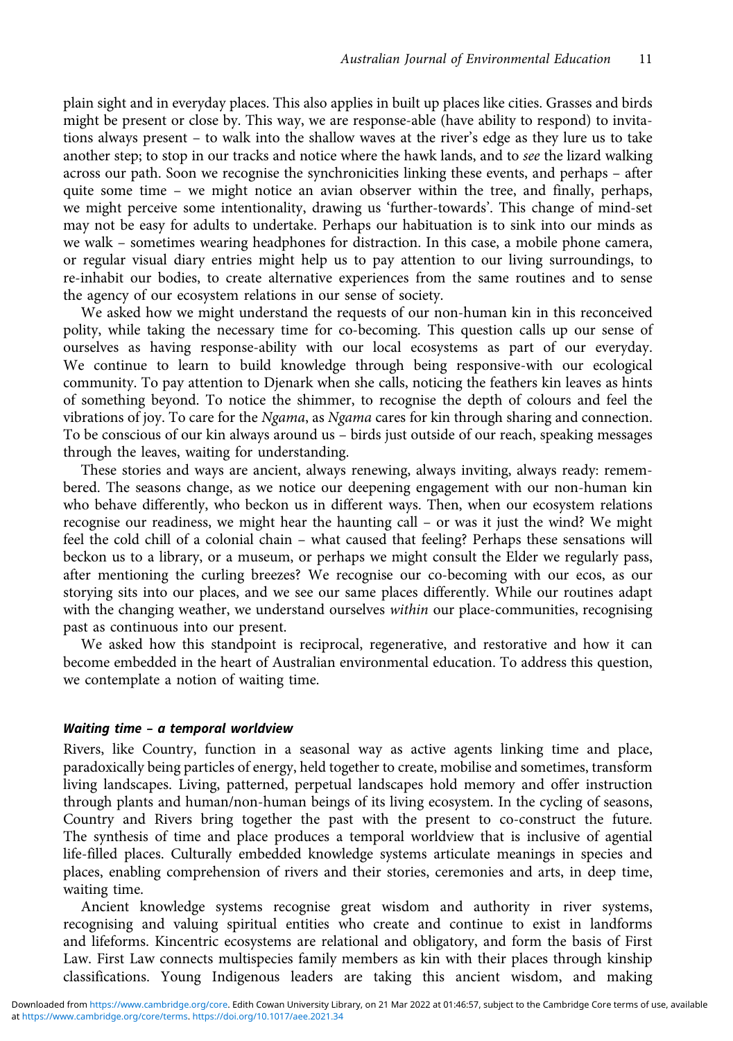plain sight and in everyday places. This also applies in built up places like cities. Grasses and birds might be present or close by. This way, we are response-able (have ability to respond) to invitations always present – to walk into the shallow waves at the river's edge as they lure us to take another step; to stop in our tracks and notice where the hawk lands, and to *see* the lizard walking across our path. Soon we recognise the synchronicities linking these events, and perhaps – after quite some time – we might notice an avian observer within the tree, and finally, perhaps, we might perceive some intentionality, drawing us 'further-towards'. This change of mind-set may not be easy for adults to undertake. Perhaps our habituation is to sink into our minds as we walk – sometimes wearing headphones for distraction. In this case, a mobile phone camera, or regular visual diary entries might help us to pay attention to our living surroundings, to re-inhabit our bodies, to create alternative experiences from the same routines and to sense the agency of our ecosystem relations in our sense of society.

We asked how we might understand the requests of our non-human kin in this reconceived polity, while taking the necessary time for co-becoming. This question calls up our sense of ourselves as having response-ability with our local ecosystems as part of our everyday. We continue to learn to build knowledge through being responsive-with our ecological community. To pay attention to Djenark when she calls, noticing the feathers kin leaves as hints of something beyond. To notice the shimmer, to recognise the depth of colours and feel the vibrations of joy. To care for the *Ngama*, as *Ngama* cares for kin through sharing and connection. To be conscious of our kin always around us – birds just outside of our reach, speaking messages through the leaves, waiting for understanding.

These stories and ways are ancient, always renewing, always inviting, always ready: remembered. The seasons change, as we notice our deepening engagement with our non-human kin who behave differently, who beckon us in different ways. Then, when our ecosystem relations recognise our readiness, we might hear the haunting call – or was it just the wind? We might feel the cold chill of a colonial chain – what caused that feeling? Perhaps these sensations will beckon us to a library, or a museum, or perhaps we might consult the Elder we regularly pass, after mentioning the curling breezes? We recognise our co-becoming with our ecos, as our storying sits into our places, and we see our same places differently. While our routines adapt with the changing weather, we understand ourselves *within* our place-communities, recognising past as continuous into our present.

We asked how this standpoint is reciprocal, regenerative, and restorative and how it can become embedded in the heart of Australian environmental education. To address this question, we contemplate a notion of waiting time.

### *Waiting time – a temporal worldview*

Rivers, like Country, function in a seasonal way as active agents linking time and place, paradoxically being particles of energy, held together to create, mobilise and sometimes, transform living landscapes. Living, patterned, perpetual landscapes hold memory and offer instruction through plants and human/non-human beings of its living ecosystem. In the cycling of seasons, Country and Rivers bring together the past with the present to co-construct the future. The synthesis of time and place produces a temporal worldview that is inclusive of agential life-filled places. Culturally embedded knowledge systems articulate meanings in species and places, enabling comprehension of rivers and their stories, ceremonies and arts, in deep time, waiting time.

Ancient knowledge systems recognise great wisdom and authority in river systems, recognising and valuing spiritual entities who create and continue to exist in landforms and lifeforms. Kincentric ecosystems are relational and obligatory, and form the basis of First Law. First Law connects multispecies family members as kin with their places through kinship classifications. Young Indigenous leaders are taking this ancient wisdom, and making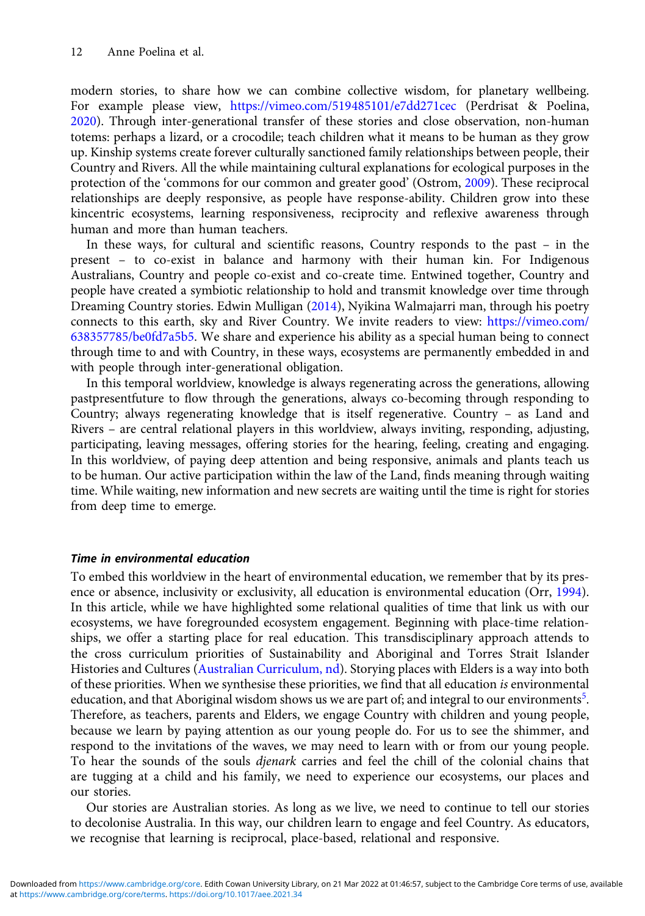modern stories, to share how we can combine collective wisdom, for planetary wellbeing. For example please view, https://vimeo.com/519485101/e7dd271cec (Perdrisat & Poelina, 2020). Through inter-generational transfer of these stories and close observation, non-human totems: perhaps a lizard, or a crocodile; teach children what it means to be human as they grow up. Kinship systems create forever culturally sanctioned family relationships between people, their Country and Rivers. All the while maintaining cultural explanations for ecological purposes in the protection of the 'commons for our common and greater good' (Ostrom, 2009). These reciprocal relationships are deeply responsive, as people have response-ability. Children grow into these kincentric ecosystems, learning responsiveness, reciprocity and reflexive awareness through human and more than human teachers.

In these ways, for cultural and scientific reasons, Country responds to the past – in the present – to co-exist in balance and harmony with their human kin. For Indigenous Australians, Country and people co-exist and co-create time. Entwined together, Country and people have created a symbiotic relationship to hold and transmit knowledge over time through Dreaming Country stories. Edwin Mulligan (2014), Nyikina Walmajarri man, through his poetry connects to this earth, sky and River Country. We invite readers to view: https://vimeo.com/638357785/be0fd7a5b5. We share and experience his ability as a special human being to connect through time to and with Country, in these ways, ecosystems are permanently embedded in and with people through inter-generational obligation.

In this temporal worldview, knowledge is always regenerating across the generations, allowing pastpresentfuture to flow through the generations, always co-becoming through responding to Country; always regenerating knowledge that is itself regenerative. Country – as Land and Rivers – are central relational players in this worldview, always inviting, responding, adjusting, participating, leaving messages, offering stories for the hearing, feeling, creating and engaging. In this worldview, of paying deep attention and being responsive, animals and plants teach us to be human. Our active participation within the law of the Land, finds meaning through waiting time. While waiting, new information and new secrets are waiting until the time is right for stories from deep time to emerge.

### *Time in environmental education*

To embed this worldview in the heart of environmental education, we remember that by its presence or absence, inclusivity or exclusivity, all education is environmental education (Orr, 1994). In this article, while we have highlighted some relational qualities of time that link us with our ecosystems, we have foregrounded ecosystem engagement. Beginning with place-time relationships, we offer a starting place for real education. This transdisciplinary approach attends to the cross curriculum priorities of Sustainability and Aboriginal and Torres Strait Islander Histories and Cultures (Australian Curriculum, nd). Storying places with Elders is a way into both of these priorities. When we synthesise these priorities, we find that all education *is* environmental education, and that Aboriginal wisdom shows us we are part of; and integral to our environments[5]. Therefore, as teachers, parents and Elders, we engage Country with children and young people, because we learn by paying attention as our young people do. For us to see the shimmer, and respond to the invitations of the waves, we may need to learn with or from our young people. To hear the sounds of the souls *djenark* carries and feel the chill of the colonial chains that are tugging at a child and his family, we need to experience our ecosystems, our places and our stories.

Our stories are Australian stories. As long as we live, we need to continue to tell our stories to decolonise Australia. In this way, our children learn to engage and feel Country. As educators, we recognise that learning is reciprocal, place-based, relational and responsive.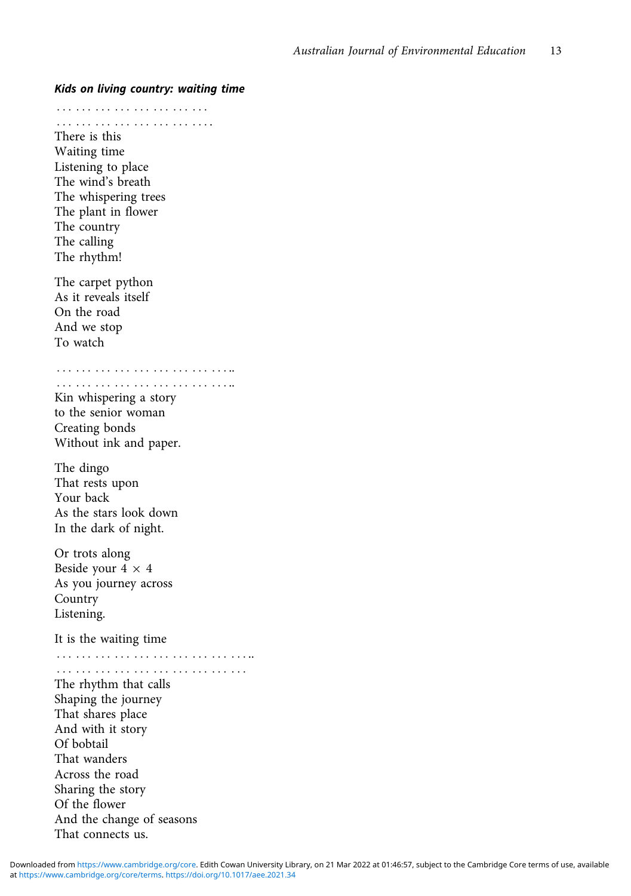***Kids on living country: waiting time***

. . . . . . . . . . . . . . . . . . . . . .  
. . . . . . . . . . . . . . . . . . . . . . .  
There is this  
Waiting time  
Listening to place  
The wind's breath  
The whispering trees  
The plant in flower  
The country  
The calling  
The rhythm!

The carpet python  
As it reveals itself  
On the road  
And we stop  
To watch

. . . . . . . . . . . . . . . . . . . . . . . . . ..  
. . . . . . . . . . . . . . . . . . . . . . . . . ..  
Kin whispering a story  
to the senior woman  
Creating bonds  
Without ink and paper.

The dingo  
That rests upon  
Your back  
As the stars look down  
In the dark of night.

Or trots along  
Beside your $4 \times 4$  
As you journey across  
Country  
Listening.

It is the waiting time  
. . . . . . . . . . . . . . . . . . . . . . . . . . . . ..  
. . . . . . . . . . . . . . . . . . . . . . . . . . . .  
The rhythm that calls  
Shaping the journey  
That shares place  
And with it story  
Of bobtail  
That wanders  
Across the road  
Sharing the story  
Of the flower  
And the change of seasons  
That connects us.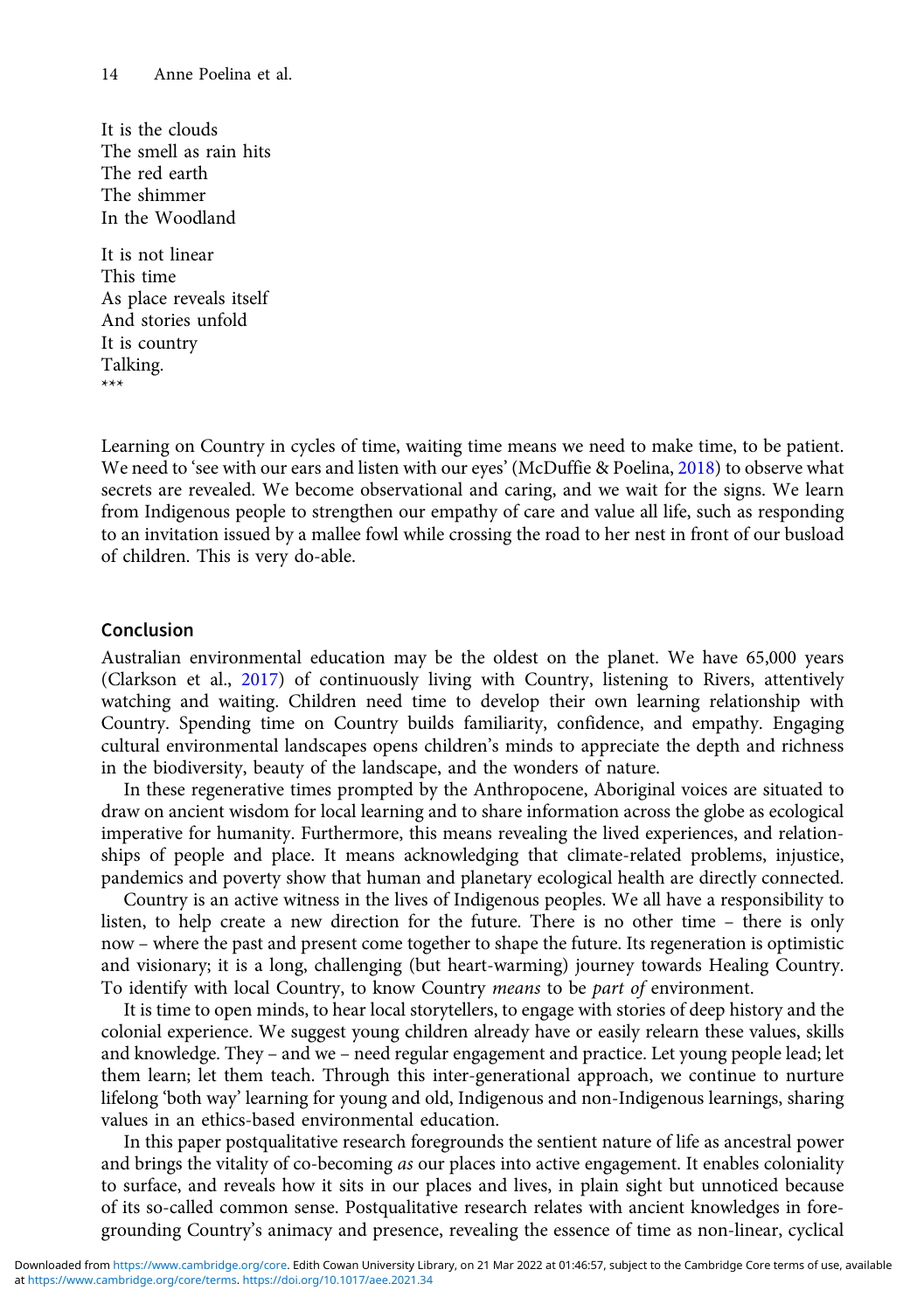It is the clouds
The smell as rain hits
The red earth
The shimmer
In the Woodland

It is not linear
This time
As place reveals itself
And stories unfold
It is country
Talking.
***

Learning on Country in cycles of time, waiting time means we need to make time, to be patient. We need to 'see with our ears and listen with our eyes' (McDuffie & Poelina, 2018) to observe what secrets are revealed. We become observational and caring, and we wait for the signs. We learn from Indigenous people to strengthen our empathy of care and value all life, such as responding to an invitation issued by a mallee fowl while crossing the road to her nest in front of our busload of children. This is very do-able.

## Conclusion

Australian environmental education may be the oldest on the planet. We have 65,000 years (Clarkson et al., 2017) of continuously living with Country, listening to Rivers, attentively watching and waiting. Children need time to develop their own learning relationship with Country. Spending time on Country builds familiarity, confidence, and empathy. Engaging cultural environmental landscapes opens children's minds to appreciate the depth and richness in the biodiversity, beauty of the landscape, and the wonders of nature.

In these regenerative times prompted by the Anthropocene, Aboriginal voices are situated to draw on ancient wisdom for local learning and to share information across the globe as ecological imperative for humanity. Furthermore, this means revealing the lived experiences, and relationships of people and place. It means acknowledging that climate-related problems, injustice, pandemics and poverty show that human and planetary ecological health are directly connected.

Country is an active witness in the lives of Indigenous peoples. We all have a responsibility to listen, to help create a new direction for the future. There is no other time – there is only now – where the past and present come together to shape the future. Its regeneration is optimistic and visionary; it is a long, challenging (but heart-warming) journey towards Healing Country. To identify with local Country, to know Country *means* to be *part of* environment.

It is time to open minds, to hear local storytellers, to engage with stories of deep history and the colonial experience. We suggest young children already have or easily relearn these values, skills and knowledge. They – and we – need regular engagement and practice. Let young people lead; let them learn; let them teach. Through this inter-generational approach, we continue to nurture lifelong 'both way' learning for young and old, Indigenous and non-Indigenous learnings, sharing values in an ethics-based environmental education.

In this paper postqualitative research foregrounds the sentient nature of life as ancestral power and brings the vitality of co-becoming *as* our places into active engagement. It enables coloniality to surface, and reveals how it sits in our places and lives, in plain sight but unnoticed because of its so-called common sense. Postqualitative research relates with ancient knowledges in foregrounding Country's animacy and presence, revealing the essence of time as non-linear, cyclical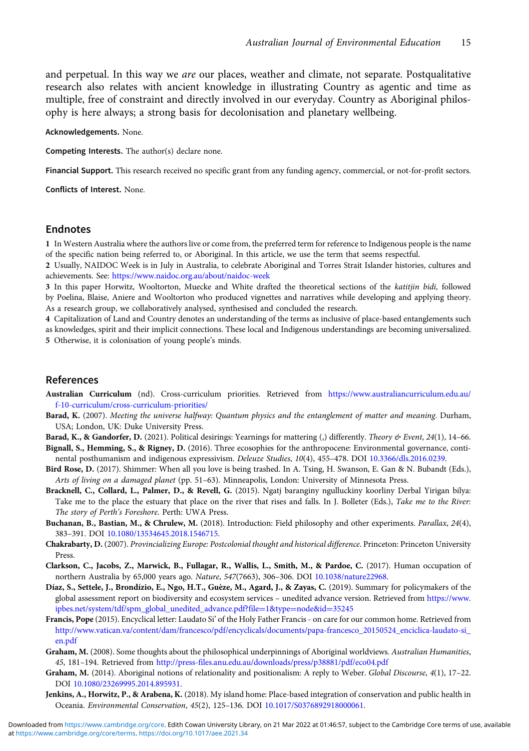and perpetual. In this way we *are* our places, weather and climate, not separate. Postqualitative research also relates with ancient knowledge in illustrating Country as agentic and time as multiple, free of constraint and directly involved in our everyday. Country as Aboriginal philosophy is here always; a strong basis for decolonisation and planetary wellbeing.

**Acknowledgements.** None.

**Competing Interests.** The author(s) declare none.

**Financial Support.** This research received no specific grant from any funding agency, commercial, or not-for-profit sectors.

**Conflicts of Interest.** None.

## Endnotes

**1** In Western Australia where the authors live or come from, the preferred term for reference to Indigenous people is the name of the specific nation being referred to, or Aboriginal. In this article, we use the term that seems respectful.

**2** Usually, NAIDOC Week is in July in Australia, to celebrate Aboriginal and Torres Strait Islander histories, cultures and achievements. See: https://www.naidoc.org.au/about/naidoc-week

**3** In this paper Horwitz, Wooltorton, Muecke and White drafted the theoretical sections of the *katitjin bidi,* followed by Poelina, Blaise, Aniere and Wooltorton who produced vignettes and narratives while developing and applying theory. As a research group, we collaboratively analysed, synthesised and concluded the research.

**4** Capitalization of Land and Country denotes an understanding of the terms as inclusive of place-based entanglements such as knowledges, spirit and their implicit connections. These local and Indigenous understandings are becoming universalized.

**5** Otherwise, it is colonisation of young people's minds.

## References

**Australian Curriculum** (nd). Cross-curriculum priorities. Retrieved from https://www.australiancurriculum.edu.au/f-10-curriculum/cross-curriculum-priorities/

**Barad, K.** (2007). *Meeting the universe halfway: Quantum physics and the entanglement of matter and meaning*. Durham, USA; London, UK: Duke University Press.

**Barad, K., & Gandorfer, D.** (2021). Political desirings: Yearnings for mattering (,) differently. *Theory & Event*, *24*(1), 14–66.

**Bignall, S., Hemming, S., & Rigney, D.** (2016). Three ecosophies for the anthropocene: Environmental governance, continental posthumanism and indigenous expressivism. *Deleuze Studies*, *10*(4), 455–478. DOI 10.3366/dls.2016.0239.

**Bird Rose, D.** (2017). Shimmer: When all you love is being trashed. In A. Tsing, H. Swanson, E. Gan & N. Bubandt (Eds.), *Arts of living on a damaged planet* (pp. 51–63). Minneapolis, London: University of Minnesota Press.

**Bracknell, C., Collard, L., Palmer, D., & Revell, G.** (2015). Ngatj baranginy ngulluckiny koorliny Derbal Yirigan bilya: Take me to the place the estuary that place on the river that rises and falls. In J. Bolleter (Eds.), *Take me to the River: The story of Perth's Foreshore*. Perth: UWA Press.

**Buchanan, B., Bastian, M., & Chrulew, M.** (2018). Introduction: Field philosophy and other experiments. *Parallax*, *24*(4), 383–391. DOI 10.1080/13534645.2018.1546715.

**Chakrabarty, D.** (2007). *Provincializing Europe: Postcolonial thought and historical difference.* Princeton: Princeton University Press.

**Clarkson, C., Jacobs, Z., Marwick, B., Fullagar, R., Wallis, L., Smith, M., & Pardoe, C.** (2017). Human occupation of northern Australia by 65,000 years ago. *Nature*, *547*(7663), 306–306. DOI 10.1038/nature22968.

**Díaz, S., Settele, J., Brondízio, E., Ngo, H.T., Guèze, M., Agard, J., & Zayas, C.** (2019). Summary for policymakers of the global assessment report on biodiversity and ecosystem services – unedited advance version. Retrieved from https://www.ipbes.net/system/tdf/spm_global_unedited_advance.pdf?file=1&type=node&id=35245

**Francis, Pope** (2015). Encyclical letter: Laudato Si' of the Holy Father Francis - on care for our common home. Retrieved from http://www.vatican.va/content/dam/francesco/pdf/encyclicals/documents/papa-francesco_20150524_enciclica-laudato-si_en.pdf

**Graham, M.** (2008). Some thoughts about the philosophical underpinnings of Aboriginal worldviews. *Australian Humanities*, *45*, 181–194. Retrieved from http://press-files.anu.edu.au/downloads/press/p38881/pdf/eco04.pdf

**Graham, M.** (2014). Aboriginal notions of relationality and positionalism: A reply to Weber. *Global Discourse*, *4*(1), 17–22. DOI 10.1080/23269995.2014.895931.

**Jenkins, A., Horwitz, P., & Arabena, K.** (2018). My island home: Place-based integration of conservation and public health in Oceania. *Environmental Conservation*, *45*(2), 125–136. DOI 10.1017/S0376892918000061.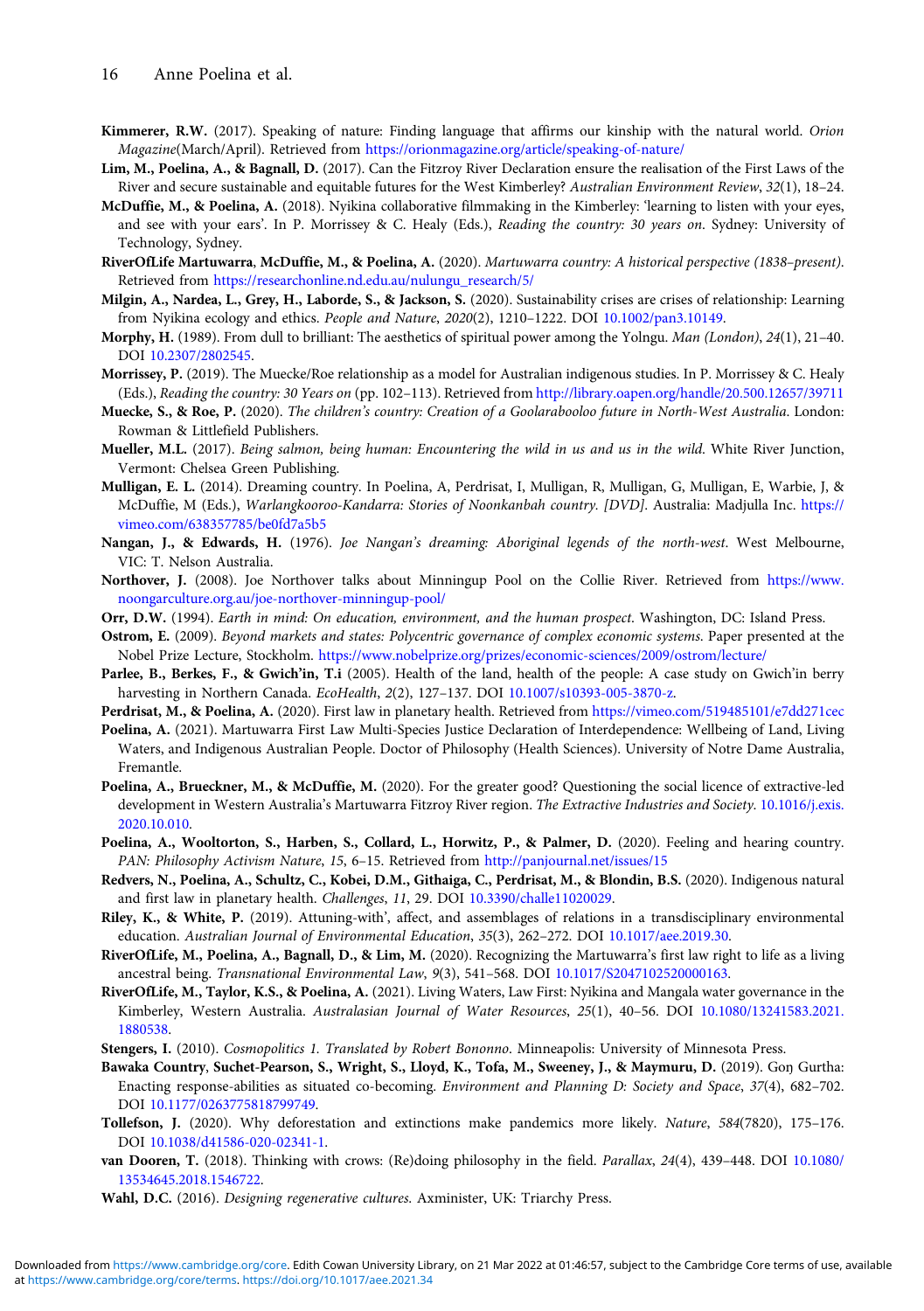**Kimmerer, R.W.** (2017). Speaking of nature: Finding language that affirms our kinship with the natural world. *Orion Magazine*(March/April). Retrieved from https://orionmagazine.org/article/speaking-of-nature/

**Lim, M., Poelina, A., & Bagnall, D.** (2017). Can the Fitzroy River Declaration ensure the realisation of the First Laws of the River and secure sustainable and equitable futures for the West Kimberley? *Australian Environment Review*, *32*(1), 18–24.

**McDuffie, M., & Poelina, A.** (2018). Nyikina collaborative filmmaking in the Kimberley: 'learning to listen with your eyes, and see with your ears'. In P. Morrissey & C. Healy (Eds.), *Reading the country: 30 years on*. Sydney: University of Technology, Sydney.

**RiverOfLife Martuwarra**, **McDuffie, M., & Poelina, A.** (2020). *Martuwarra country: A historical perspective (1838–present)*. Retrieved from https://researchonline.nd.edu.au/nulungu_research/5/

**Milgin, A., Nardea, L., Grey, H., Laborde, S., & Jackson, S.** (2020). Sustainability crises are crises of relationship: Learning from Nyikina ecology and ethics. *People and Nature*, *2020*(2), 1210–1222. DOI 10.1002/pan3.10149.

**Morphy, H.** (1989). From dull to brilliant: The aesthetics of spiritual power among the Yolngu. *Man (London)*, *24*(1), 21–40. DOI 10.2307/2802545.

**Morrissey, P.** (2019). The Muecke/Roe relationship as a model for Australian indigenous studies. In P. Morrissey & C. Healy (Eds.), *Reading the country: 30 Years on* (pp. 102–113). Retrieved from http://library.oapen.org/handle/20.500.12657/39711

**Muecke, S., & Roe, P.** (2020). *The children's country: Creation of a Goolarabooloo future in North-West Australia*. London: Rowman & Littlefield Publishers.

**Mueller, M.L.** (2017). *Being salmon, being human: Encountering the wild in us and us in the wild*. White River Junction, Vermont: Chelsea Green Publishing.

**Mulligan, E. L.** (2014). Dreaming country. In Poelina, A, Perdrisat, I, Mulligan, R, Mulligan, G, Mulligan, E, Warbie, J, & McDuffie, M (Eds.), *Warlangkooroo-Kandarra: Stories of Noonkanbah country. [DVD]*. Australia: Madjulla Inc. https://vimeo.com/638357785/be0fd7a5b5

**Nangan, J., & Edwards, H.** (1976). *Joe Nangan's dreaming: Aboriginal legends of the north-west*. West Melbourne, VIC: T. Nelson Australia.

**Northover, J.** (2008). Joe Northover talks about Minningup Pool on the Collie River. Retrieved from https://www.noongarculture.org.au/joe-northover-minningup-pool/

**Orr, D.W.** (1994). *Earth in mind: On education, environment, and the human prospect*. Washington, DC: Island Press.

**Ostrom, E.** (2009). *Beyond markets and states: Polycentric governance of complex economic systems*. Paper presented at the Nobel Prize Lecture, Stockholm. https://www.nobelprize.org/prizes/economic-sciences/2009/ostrom/lecture/

**Parlee, B., Berkes, F., & Gwich'in, T.i** (2005). Health of the land, health of the people: A case study on Gwich'in berry harvesting in Northern Canada. *EcoHealth*, *2*(2), 127–137. DOI 10.1007/s10393-005-3870-z.

**Perdrisat, M., & Poelina, A.** (2020). First law in planetary health. Retrieved from https://vimeo.com/519485101/e7dd271cec

**Poelina, A.** (2021). Martuwarra First Law Multi-Species Justice Declaration of Interdependence: Wellbeing of Land, Living Waters, and Indigenous Australian People. Doctor of Philosophy (Health Sciences). University of Notre Dame Australia, Fremantle.

**Poelina, A., Brueckner, M., & McDuffie, M.** (2020). For the greater good? Questioning the social licence of extractive-led development in Western Australia's Martuwarra Fitzroy River region. *The Extractive Industries and Society*. 10.1016/j.exis.2020.10.010.

**Poelina, A., Wooltorton, S., Harben, S., Collard, L., Horwitz, P., & Palmer, D.** (2020). Feeling and hearing country. *PAN: Philosophy Activism Nature*, *15*, 6–15. Retrieved from http://panjournal.net/issues/15

**Redvers, N., Poelina, A., Schultz, C., Kobei, D.M., Githaiga, C., Perdrisat, M., & Blondin, B.S.** (2020). Indigenous natural and first law in planetary health. *Challenges*, *11*, 29. DOI 10.3390/challe11020029.

**Riley, K., & White, P.** (2019). Attuning-with', affect, and assemblages of relations in a transdisciplinary environmental education. *Australian Journal of Environmental Education*, *35*(3), 262–272. DOI 10.1017/aee.2019.30.

**RiverOfLife, M., Poelina, A., Bagnall, D., & Lim, M.** (2020). Recognizing the Martuwarra's first law right to life as a living ancestral being. *Transnational Environmental Law*, *9*(3), 541–568. DOI 10.1017/S2047102520000163.

**RiverOfLife, M., Taylor, K.S., & Poelina, A.** (2021). Living Waters, Law First: Nyikina and Mangala water governance in the Kimberley, Western Australia. *Australasian Journal of Water Resources*, *25*(1), 40–56. DOI 10.1080/13241583.2021.1880538.

**Stengers, I.** (2010). *Cosmopolitics 1. Translated by Robert Bononno*. Minneapolis: University of Minnesota Press.

**Bawaka Country**, **Suchet-Pearson, S., Wright, S., Lloyd, K., Tofa, M., Sweeney, J., & Maymuru, D.** (2019). Goŋ Gurtha: Enacting response-abilities as situated co-becoming. *Environment and Planning D: Society and Space*, *37*(4), 682–702. DOI 10.1177/0263775818799749.

**Tollefson, J.** (2020). Why deforestation and extinctions make pandemics more likely. *Nature*, *584*(7820), 175–176. DOI 10.1038/d41586-020-02341-1.

**van Dooren, T.** (2018). Thinking with crows: (Re)doing philosophy in the field. *Parallax*, *24*(4), 439–448. DOI 10.1080/13534645.2018.1546722.

**Wahl, D.C.** (2016). *Designing regenerative cultures*. Axminister, UK: Triarchy Press.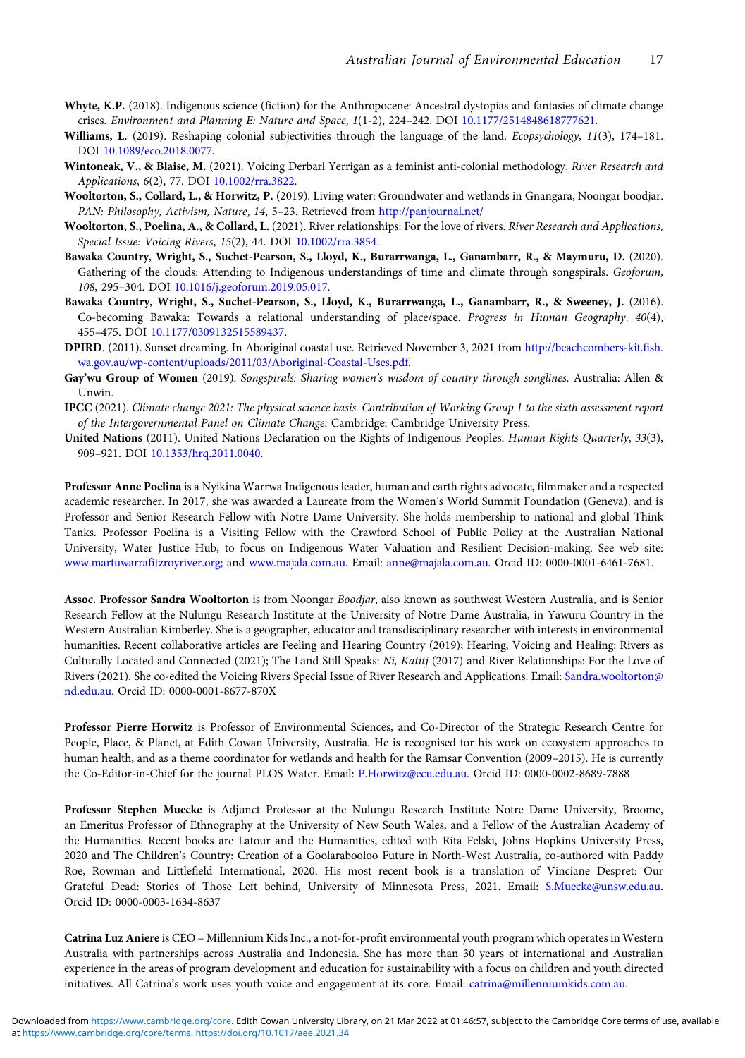**Whyte, K.P.** (2018). Indigenous science (fiction) for the Anthropocene: Ancestral dystopias and fantasies of climate change crises. *Environment and Planning E: Nature and Space*, *1*(1-2), 224–242. DOI 10.1177/2514848618777621.

**Williams, L.** (2019). Reshaping colonial subjectivities through the language of the land. *Ecopsychology*, *11*(3), 174–181. DOI 10.1089/eco.2018.0077.

**Wintoneak, V., & Blaise, M.** (2021). Voicing Derbarl Yerrigan as a feminist anti-colonial methodology. *River Research and Applications*, *6*(2), 77. DOI 10.1002/rra.3822.

**Wooltorton, S., Collard, L., & Horwitz, P.** (2019). Living water: Groundwater and wetlands in Gnangara, Noongar boodjar. *PAN: Philosophy, Activism, Nature*, *14*, 5–23. Retrieved from http://panjournal.net/

**Wooltorton, S., Poelina, A., & Collard, L.** (2021). River relationships: For the love of rivers. *River Research and Applications, Special Issue: Voicing Rivers*, *15*(2), 44. DOI 10.1002/rra.3854.

**Bawaka Country**, **Wright, S., Suchet-Pearson, S., Lloyd, K., Burarrwanga, L., Ganambarr, R., & Maymuru, D.** (2020). Gathering of the clouds: Attending to Indigenous understandings of time and climate through songspirals. *Geoforum*, *108*, 295–304. DOI 10.1016/j.geoforum.2019.05.017.

**Bawaka Country**, **Wright, S., Suchet-Pearson, S., Lloyd, K., Burarrwanga, L., Ganambarr, R., & Sweeney, J.** (2016). Co-becoming Bawaka: Towards a relational understanding of place/space. *Progress in Human Geography*, *40*(4), 455–475. DOI 10.1177/0309132515589437.

**DPIRD**. (2011). Sunset dreaming. In Aboriginal coastal use. Retrieved November 3, 2021 from http://beachcombers-kit.fish.wa.gov.au/wp-content/uploads/2011/03/Aboriginal-Coastal-Uses.pdf.

**Gay'wu Group of Women** (2019). *Songspirals: Sharing women's wisdom of country through songlines*. Australia: Allen & Unwin.

**IPCC** (2021). *Climate change 2021: The physical science basis. Contribution of Working Group 1 to the sixth assessment report of the Intergovernmental Panel on Climate Change*. Cambridge: Cambridge University Press.

**United Nations** (2011). United Nations Declaration on the Rights of Indigenous Peoples. *Human Rights Quarterly*, *33*(3), 909–921. DOI 10.1353/hrq.2011.0040.

**Professor Anne Poelina** is a Nyikina Warrwa Indigenous leader, human and earth rights advocate, filmmaker and a respected academic researcher. In 2017, she was awarded a Laureate from the Women's World Summit Foundation (Geneva), and is Professor and Senior Research Fellow with Notre Dame University. She holds membership to national and global Think Tanks. Professor Poelina is a Visiting Fellow with the Crawford School of Public Policy at the Australian National University, Water Justice Hub, to focus on Indigenous Water Valuation and Resilient Decision-making. See web site: www.martuwarrafitzroyriver.org; and www.majala.com.au. Email: anne@majala.com.au. Orcid ID: 0000-0001-6461-7681.

**Assoc. Professor Sandra Wooltorton** is from Noongar *Boodjar*, also known as southwest Western Australia, and is Senior Research Fellow at the Nulungu Research Institute at the University of Notre Dame Australia, in Yawuru Country in the Western Australian Kimberley. She is a geographer, educator and transdisciplinary researcher with interests in environmental humanities. Recent collaborative articles are Feeling and Hearing Country (2019); Hearing, Voicing and Healing: Rivers as Culturally Located and Connected (2021); The Land Still Speaks: *Ni, Katitj* (2017) and River Relationships: For the Love of Rivers (2021). She co-edited the Voicing Rivers Special Issue of River Research and Applications. Email: Sandra.wooltorton@nd.edu.au. Orcid ID: 0000-0001-8677-870X

**Professor Pierre Horwitz** is Professor of Environmental Sciences, and Co-Director of the Strategic Research Centre for People, Place, & Planet, at Edith Cowan University, Australia. He is recognised for his work on ecosystem approaches to human health, and as a theme coordinator for wetlands and health for the Ramsar Convention (2009–2015). He is currently the Co-Editor-in-Chief for the journal PLOS Water. Email: P.Horwitz@ecu.edu.au. Orcid ID: 0000-0002-8689-7888

**Professor Stephen Muecke** is Adjunct Professor at the Nulungu Research Institute Notre Dame University, Broome, an Emeritus Professor of Ethnography at the University of New South Wales, and a Fellow of the Australian Academy of the Humanities. Recent books are Latour and the Humanities, edited with Rita Felski, Johns Hopkins University Press, 2020 and The Children's Country: Creation of a Goolarabooloo Future in North-West Australia, co-authored with Paddy Roe, Rowman and Littlefield International, 2020. His most recent book is a translation of Vinciane Despret: Our Grateful Dead: Stories of Those Left behind, University of Minnesota Press, 2021. Email: S.Muecke@unsw.edu.au. Orcid ID: 0000-0003-1634-8637

**Catrina Luz Aniere** is CEO – Millennium Kids Inc., a not-for-profit environmental youth program which operates in Western Australia with partnerships across Australia and Indonesia. She has more than 30 years of international and Australian experience in the areas of program development and education for sustainability with a focus on children and youth directed initiatives. All Catrina's work uses youth voice and engagement at its core. Email: catrina@millenniumkids.com.au.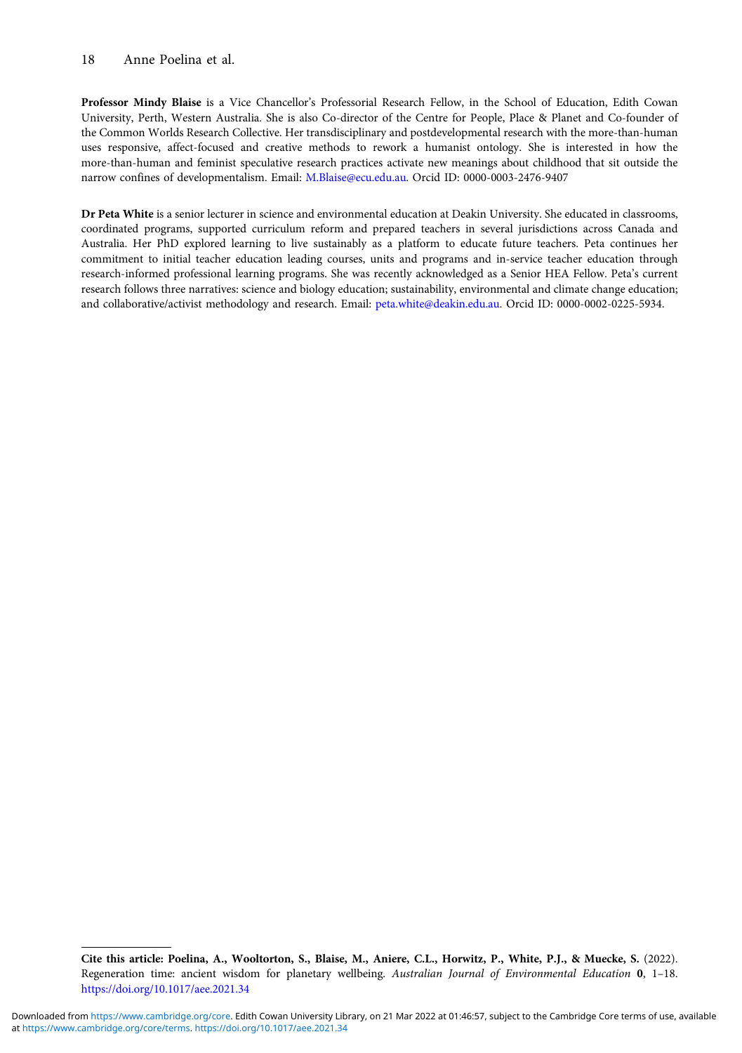**Professor Mindy Blaise** is a Vice Chancellor's Professorial Research Fellow, in the School of Education, Edith Cowan University, Perth, Western Australia. She is also Co-director of the Centre for People, Place & Planet and Co-founder of the Common Worlds Research Collective. Her transdisciplinary and postdevelopmental research with the more-than-human uses responsive, affect-focused and creative methods to rework a humanist ontology. She is interested in how the more-than-human and feminist speculative research practices activate new meanings about childhood that sit outside the narrow confines of developmentalism. Email: M.Blaise@ecu.edu.au. Orcid ID: 0000-0003-2476-9407

**Dr Peta White** is a senior lecturer in science and environmental education at Deakin University. She educated in classrooms, coordinated programs, supported curriculum reform and prepared teachers in several jurisdictions across Canada and Australia. Her PhD explored learning to live sustainably as a platform to educate future teachers. Peta continues her commitment to initial teacher education leading courses, units and programs and in-service teacher education through research-informed professional learning programs. She was recently acknowledged as a Senior HEA Fellow. Peta's current research follows three narratives: science and biology education; sustainability, environmental and climate change education; and collaborative/activist methodology and research. Email: peta.white@deakin.edu.au. Orcid ID: 0000-0002-0225-5934.

---

**Cite this article: Poelina, A., Wooltorton, S., Blaise, M., Aniere, C.L., Horwitz, P., White, P.J., & Muecke, S.** (2022). Regeneration time: ancient wisdom for planetary wellbeing. *Australian Journal of Environmental Education* **0**, 1–18. https://doi.org/10.1017/aee.2021.34